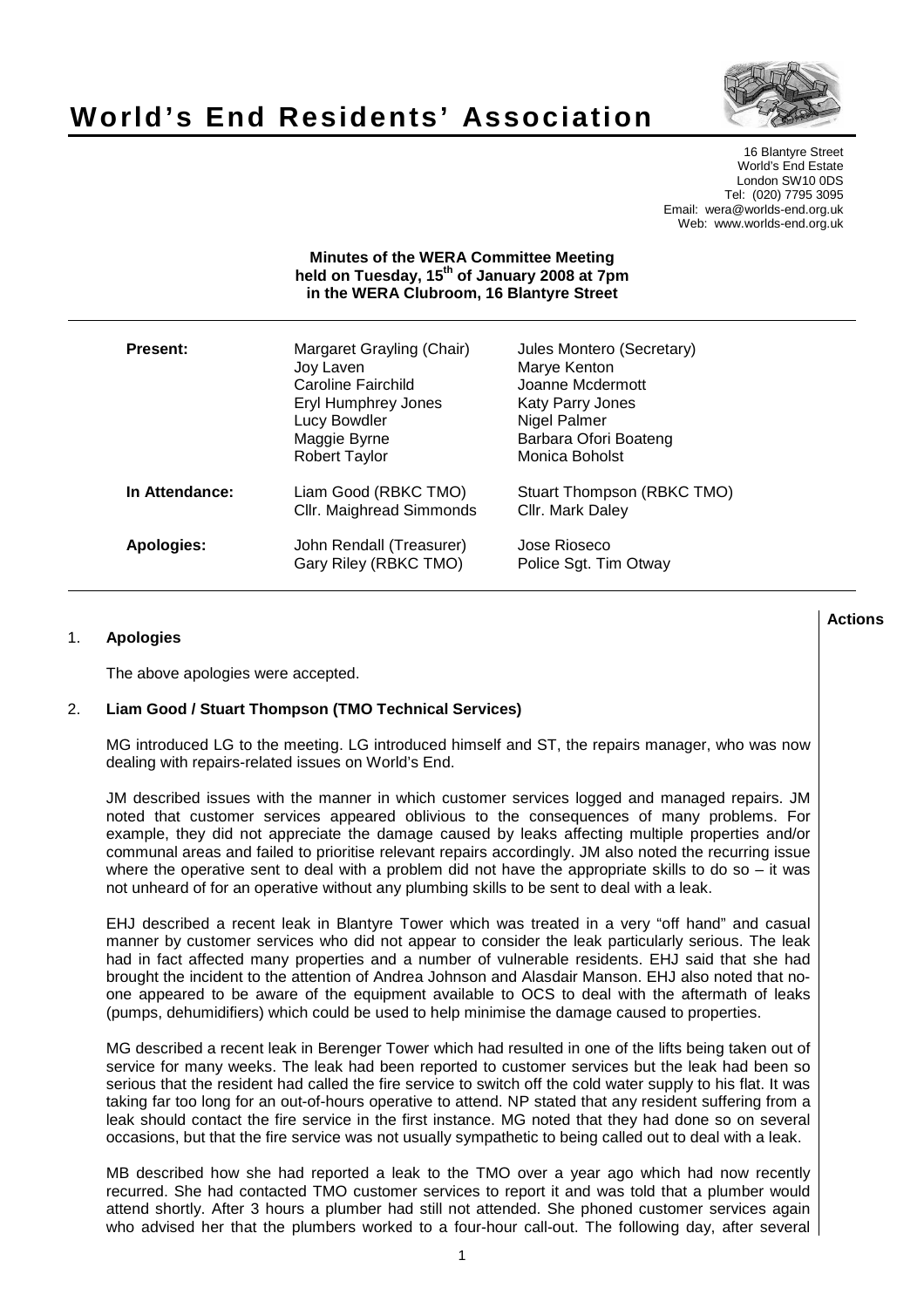# World's End Residents' Association

16 Blantyre Street
World's End Estate
London SW10 0DS
Tel: (020) 7795 3095
Email: wera@worlds-end.org.uk
Web: www.worlds-end.org.uk

**Minutes of the WERA Committee Meeting held on Tuesday, 15th of January 2008 at 7pm in the WERA Clubroom, 16 Blantyre Street**

| | | |
|---|---|---|
| **Present:** | Margaret Grayling (Chair) | Jules Montero (Secretary) |
| | Joy Laven | Marye Kenton |
| | Caroline Fairchild | Joanne Mcdermott |
| | Eryl Humphrey Jones | Katy Parry Jones |
| | Lucy Bowdler | Nigel Palmer |
| | Maggie Byrne | Barbara Ofori Boateng |
| | Robert Taylor | Monica Boholst |
| **In Attendance:** | Liam Good (RBKC TMO) | Stuart Thompson (RBKC TMO) |
| | Cllr. Maighread Simmonds | Cllr. Mark Daley |
| **Apologies:** | John Rendall (Treasurer) | Jose Rioseco |
| | Gary Riley (RBKC TMO) | Police Sgt. Tim Otway |

**Actions**

1. **Apologies**

   The above apologies were accepted.

2. **Liam Good / Stuart Thompson (TMO Technical Services)**

   MG introduced LG to the meeting. LG introduced himself and ST, the repairs manager, who was now dealing with repairs-related issues on World's End.

   JM described issues with the manner in which customer services logged and managed repairs. JM noted that customer services appeared oblivious to the consequences of many problems. For example, they did not appreciate the damage caused by leaks affecting multiple properties and/or communal areas and failed to prioritise relevant repairs accordingly. JM also noted the recurring issue where the operative sent to deal with a problem did not have the appropriate skills to do so – it was not unheard of for an operative without any plumbing skills to be sent to deal with a leak.

   EHJ described a recent leak in Blantyre Tower which was treated in a very "off hand" and casual manner by customer services who did not appear to consider the leak particularly serious. The leak had in fact affected many properties and a number of vulnerable residents. EHJ said that she had brought the incident to the attention of Andrea Johnson and Alasdair Manson. EHJ also noted that no-one appeared to be aware of the equipment available to OCS to deal with the aftermath of leaks (pumps, dehumidifiers) which could be used to help minimise the damage caused to properties.

   MG described a recent leak in Berenger Tower which had resulted in one of the lifts being taken out of service for many weeks. The leak had been reported to customer services but the leak had been so serious that the resident had called the fire service to switch off the cold water supply to his flat. It was taking far too long for an out-of-hours operative to attend. NP stated that any resident suffering from a leak should contact the fire service in the first instance. MG noted that they had done so on several occasions, but that the fire service was not usually sympathetic to being called out to deal with a leak.

   MB described how she had reported a leak to the TMO over a year ago which had now recently recurred. She had contacted TMO customer services to report it and was told that a plumber would attend shortly. After 3 hours a plumber had still not attended. She phoned customer services again who advised her that the plumbers worked to a four-hour call-out. The following day, after several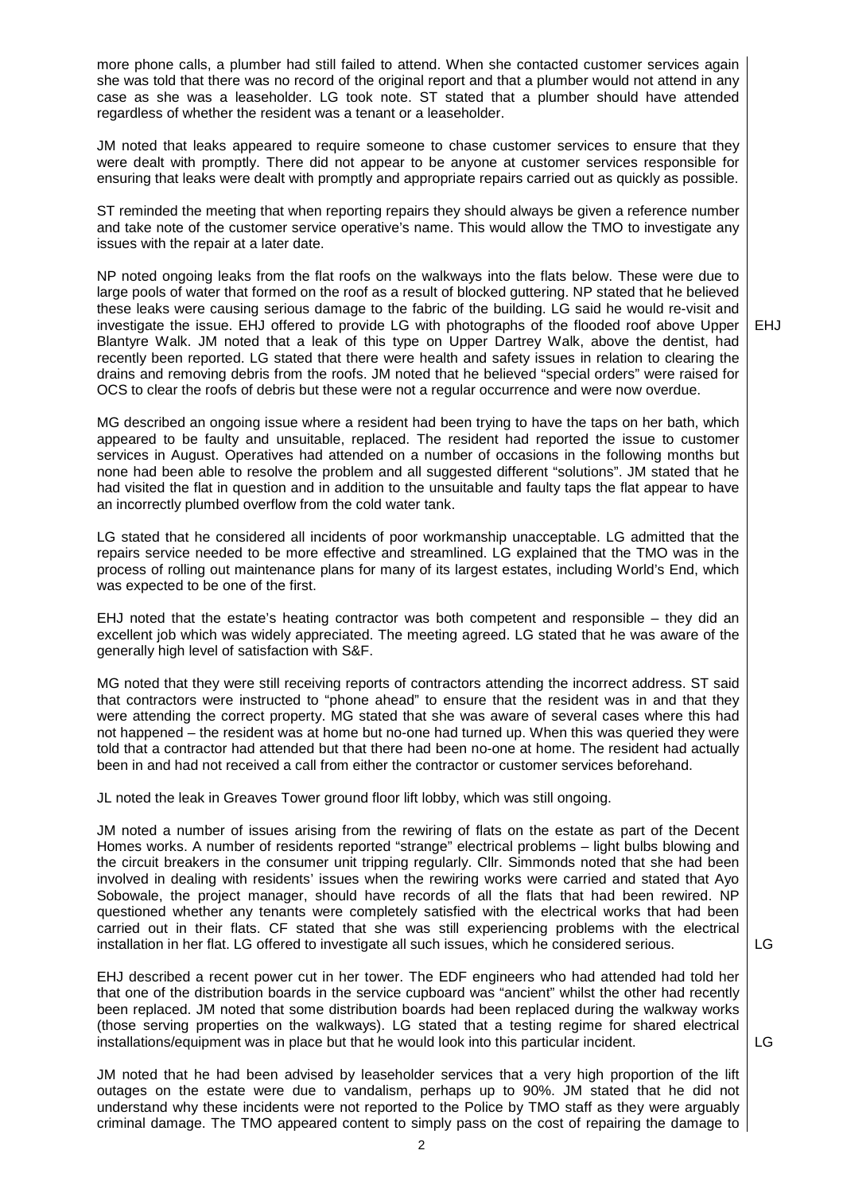more phone calls, a plumber had still failed to attend. When she contacted customer services again she was told that there was no record of the original report and that a plumber would not attend in any case as she was a leaseholder. LG took note. ST stated that a plumber should have attended regardless of whether the resident was a tenant or a leaseholder.

JM noted that leaks appeared to require someone to chase customer services to ensure that they were dealt with promptly. There did not appear to be anyone at customer services responsible for ensuring that leaks were dealt with promptly and appropriate repairs carried out as quickly as possible.

ST reminded the meeting that when reporting repairs they should always be given a reference number and take note of the customer service operative's name. This would allow the TMO to investigate any issues with the repair at a later date.

NP noted ongoing leaks from the flat roofs on the walkways into the flats below. These were due to large pools of water that formed on the roof as a result of blocked guttering. NP stated that he believed these leaks were causing serious damage to the fabric of the building. LG said he would re-visit and investigate the issue. EHJ offered to provide LG with photographs of the flooded roof above Upper Blantyre Walk. JM noted that a leak of this type on Upper Dartrey Walk, above the dentist, had recently been reported. LG stated that there were health and safety issues in relation to clearing the drains and removing debris from the roofs. JM noted that he believed "special orders" were raised for OCS to clear the roofs of debris but these were not a regular occurrence and were now overdue. **EHJ**

MG described an ongoing issue where a resident had been trying to have the taps on her bath, which appeared to be faulty and unsuitable, replaced. The resident had reported the issue to customer services in August. Operatives had attended on a number of occasions in the following months but none had been able to resolve the problem and all suggested different "solutions". JM stated that he had visited the flat in question and in addition to the unsuitable and faulty taps the flat appear to have an incorrectly plumbed overflow from the cold water tank.

LG stated that he considered all incidents of poor workmanship unacceptable. LG admitted that the repairs service needed to be more effective and streamlined. LG explained that the TMO was in the process of rolling out maintenance plans for many of its largest estates, including World's End, which was expected to be one of the first.

EHJ noted that the estate's heating contractor was both competent and responsible – they did an excellent job which was widely appreciated. The meeting agreed. LG stated that he was aware of the generally high level of satisfaction with S&F.

MG noted that they were still receiving reports of contractors attending the incorrect address. ST said that contractors were instructed to "phone ahead" to ensure that the resident was in and that they were attending the correct property. MG stated that she was aware of several cases where this had not happened – the resident was at home but no-one had turned up. When this was queried they were told that a contractor had attended but that there had been no-one at home. The resident had actually been in and had not received a call from either the contractor or customer services beforehand.

JL noted the leak in Greaves Tower ground floor lift lobby, which was still ongoing.

JM noted a number of issues arising from the rewiring of flats on the estate as part of the Decent Homes works. A number of residents reported "strange" electrical problems – light bulbs blowing and the circuit breakers in the consumer unit tripping regularly. Cllr. Simmonds noted that she had been involved in dealing with residents' issues when the rewiring works were carried and stated that Ayo Sobowale, the project manager, should have records of all the flats that had been rewired. NP questioned whether any tenants were completely satisfied with the electrical works that had been carried out in their flats. CF stated that she was still experiencing problems with the electrical installation in her flat. LG offered to investigate all such issues, which he considered serious. **LG**

EHJ described a recent power cut in her tower. The EDF engineers who had attended had told her that one of the distribution boards in the service cupboard was "ancient" whilst the other had recently been replaced. JM noted that some distribution boards had been replaced during the walkway works (those serving properties on the walkways). LG stated that a testing regime for shared electrical installations/equipment was in place but that he would look into this particular incident. **LG**

JM noted that he had been advised by leaseholder services that a very high proportion of the lift outages on the estate were due to vandalism, perhaps up to 90%. JM stated that he did not understand why these incidents were not reported to the Police by TMO staff as they were arguably criminal damage. The TMO appeared content to simply pass on the cost of repairing the damage to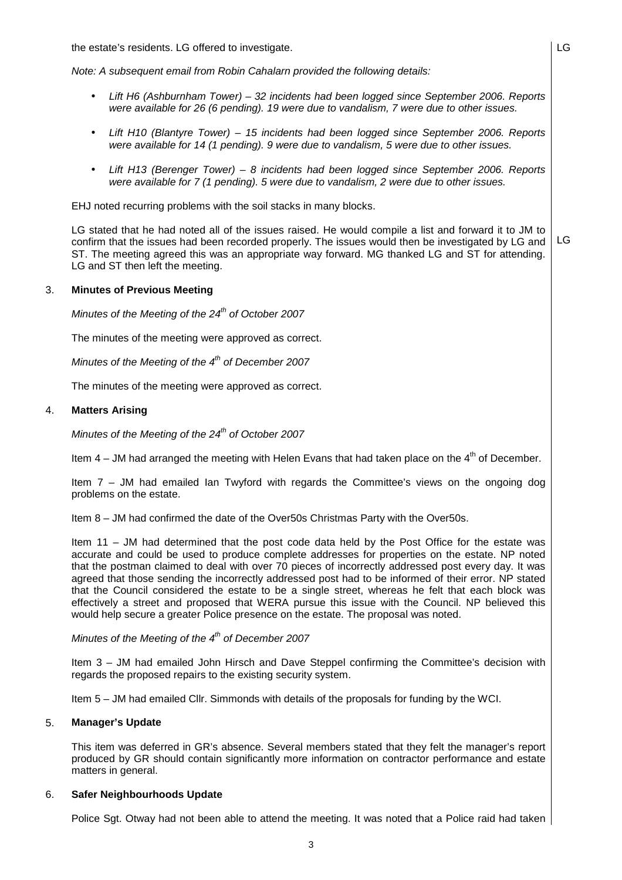the estate's residents. LG offered to investigate. LG

*Note: A subsequent email from Robin Cahalarn provided the following details:*

- *Lift H6 (Ashburnham Tower) – 32 incidents had been logged since September 2006. Reports were available for 26 (6 pending). 19 were due to vandalism, 7 were due to other issues.*
- *Lift H10 (Blantyre Tower) – 15 incidents had been logged since September 2006. Reports were available for 14 (1 pending). 9 were due to vandalism, 5 were due to other issues.*
- *Lift H13 (Berenger Tower) – 8 incidents had been logged since September 2006. Reports were available for 7 (1 pending). 5 were due to vandalism, 2 were due to other issues.*

EHJ noted recurring problems with the soil stacks in many blocks.

LG stated that he had noted all of the issues raised. He would compile a list and forward it to JM to confirm that the issues had been recorded properly. The issues would then be investigated by LG and ST. The meeting agreed this was an appropriate way forward. MG thanked LG and ST for attending. LG and ST then left the meeting. LG

## 3. Minutes of Previous Meeting

*Minutes of the Meeting of the 24th of October 2007*

The minutes of the meeting were approved as correct.

*Minutes of the Meeting of the 4th of December 2007*

The minutes of the meeting were approved as correct.

## 4. Matters Arising

*Minutes of the Meeting of the 24th of October 2007*

Item 4 – JM had arranged the meeting with Helen Evans that had taken place on the 4th of December.

Item 7 – JM had emailed Ian Twyford with regards the Committee's views on the ongoing dog problems on the estate.

Item 8 – JM had confirmed the date of the Over50s Christmas Party with the Over50s.

Item 11 – JM had determined that the post code data held by the Post Office for the estate was accurate and could be used to produce complete addresses for properties on the estate. NP noted that the postman claimed to deal with over 70 pieces of incorrectly addressed post every day. It was agreed that those sending the incorrectly addressed post had to be informed of their error. NP stated that the Council considered the estate to be a single street, whereas he felt that each block was effectively a street and proposed that WERA pursue this issue with the Council. NP believed this would help secure a greater Police presence on the estate. The proposal was noted.

*Minutes of the Meeting of the 4th of December 2007*

Item 3 – JM had emailed John Hirsch and Dave Steppel confirming the Committee's decision with regards the proposed repairs to the existing security system.

Item 5 – JM had emailed Cllr. Simmonds with details of the proposals for funding by the WCI.

## 5. Manager's Update

This item was deferred in GR's absence. Several members stated that they felt the manager's report produced by GR should contain significantly more information on contractor performance and estate matters in general.

## 6. Safer Neighbourhoods Update

Police Sgt. Otway had not been able to attend the meeting. It was noted that a Police raid had taken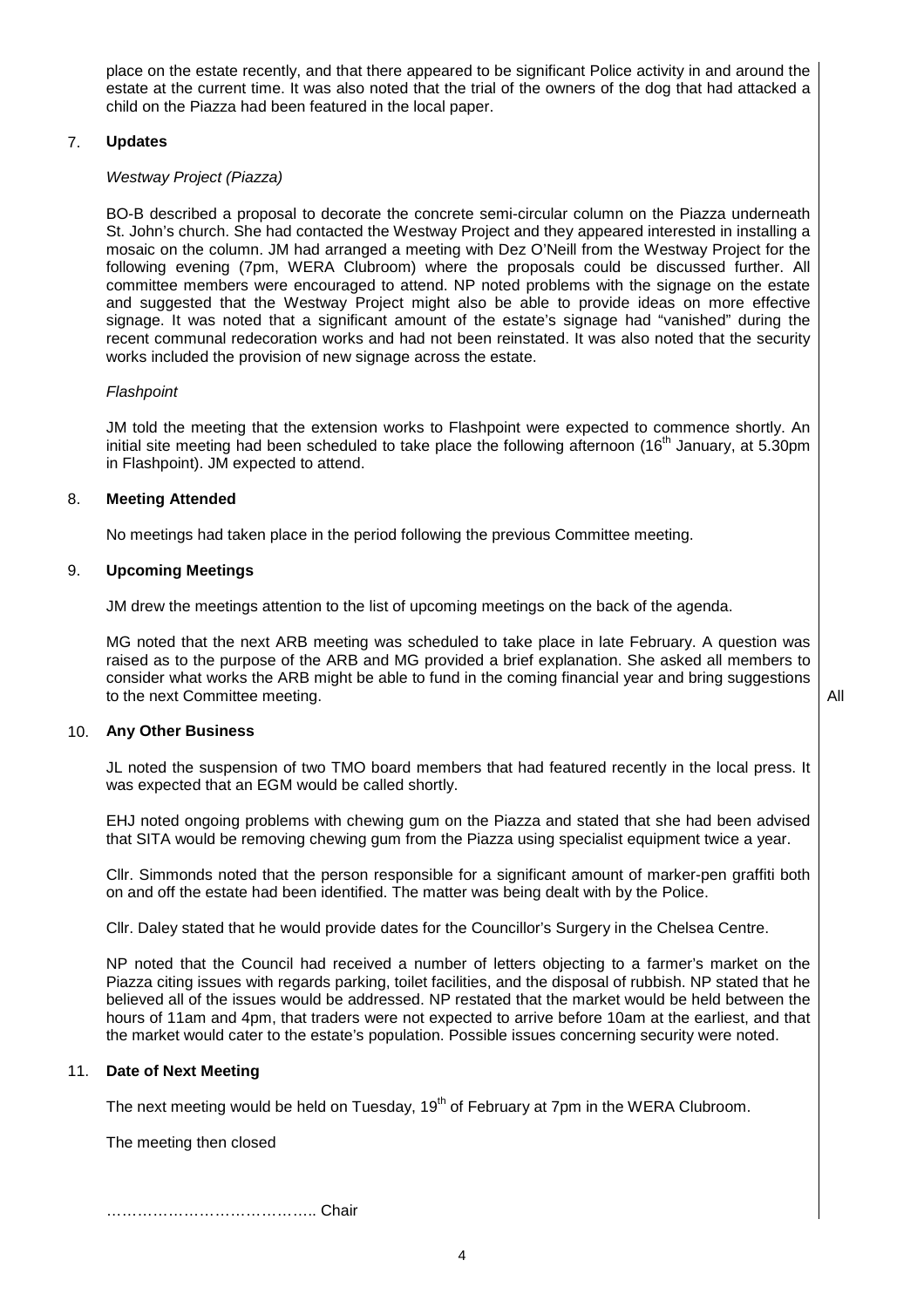place on the estate recently, and that there appeared to be significant Police activity in and around the estate at the current time. It was also noted that the trial of the owners of the dog that had attacked a child on the Piazza had been featured in the local paper.

7. **Updates**

*Westway Project (Piazza)*

BO-B described a proposal to decorate the concrete semi-circular column on the Piazza underneath St. John's church. She had contacted the Westway Project and they appeared interested in installing a mosaic on the column. JM had arranged a meeting with Dez O'Neill from the Westway Project for the following evening (7pm, WERA Clubroom) where the proposals could be discussed further. All committee members were encouraged to attend. NP noted problems with the signage on the estate and suggested that the Westway Project might also be able to provide ideas on more effective signage. It was noted that a significant amount of the estate's signage had "vanished" during the recent communal redecoration works and had not been reinstated. It was also noted that the security works included the provision of new signage across the estate.

*Flashpoint*

JM told the meeting that the extension works to Flashpoint were expected to commence shortly. An initial site meeting had been scheduled to take place the following afternoon (16th January, at 5.30pm in Flashpoint). JM expected to attend.

8. **Meeting Attended**

No meetings had taken place in the period following the previous Committee meeting.

9. **Upcoming Meetings**

JM drew the meetings attention to the list of upcoming meetings on the back of the agenda.

MG noted that the next ARB meeting was scheduled to take place in late February. A question was raised as to the purpose of the ARB and MG provided a brief explanation. She asked all members to consider what works the ARB might be able to fund in the coming financial year and bring suggestions to the next Committee meeting. — All

10. **Any Other Business**

JL noted the suspension of two TMO board members that had featured recently in the local press. It was expected that an EGM would be called shortly.

EHJ noted ongoing problems with chewing gum on the Piazza and stated that she had been advised that SITA would be removing chewing gum from the Piazza using specialist equipment twice a year.

Cllr. Simmonds noted that the person responsible for a significant amount of marker-pen graffiti both on and off the estate had been identified. The matter was being dealt with by the Police.

Cllr. Daley stated that he would provide dates for the Councillor's Surgery in the Chelsea Centre.

NP noted that the Council had received a number of letters objecting to a farmer's market on the Piazza citing issues with regards parking, toilet facilities, and the disposal of rubbish. NP stated that he believed all of the issues would be addressed. NP restated that the market would be held between the hours of 11am and 4pm, that traders were not expected to arrive before 10am at the earliest, and that the market would cater to the estate's population. Possible issues concerning security were noted.

11. **Date of Next Meeting**

The next meeting would be held on Tuesday, 19th of February at 7pm in the WERA Clubroom.

The meeting then closed

………………………………….. Chair